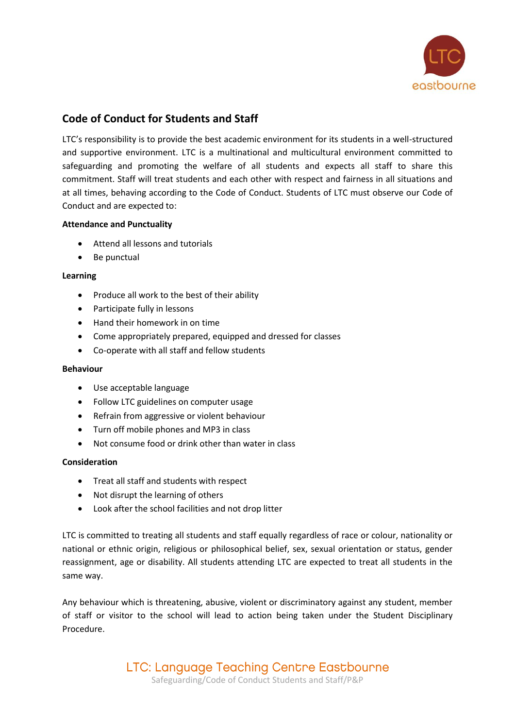## Code of Conduct for Students and Staff

LTC's responsibility is to provide the best academic environment for its students in a well-structured and supportive environment. LTC is a multinational and multicultural environment committed to safeguarding and promoting the welfare of all students and expects all staff to share this commitment. Staff will treat students and each other with respect and fairness in all situations and at all times, behaving according to the Code of Conduct. Students of LTC must observe our Code of Conduct and are expected to:

**Attendance and Punctuality**

- Attend all lessons and tutorials
- Be punctual

**Learning**

- Produce all work to the best of their ability
- Participate fully in lessons
- Hand their homework in on time
- Come appropriately prepared, equipped and dressed for classes
- Co-operate with all staff and fellow students

**Behaviour**

- Use acceptable language
- Follow LTC guidelines on computer usage
- Refrain from aggressive or violent behaviour
- Turn off mobile phones and MP3 in class
- Not consume food or drink other than water in class

**Consideration**

- Treat all staff and students with respect
- Not disrupt the learning of others
- Look after the school facilities and not drop litter

LTC is committed to treating all students and staff equally regardless of race or colour, nationality or national or ethnic origin, religious or philosophical belief, sex, sexual orientation or status, gender reassignment, age or disability. All students attending LTC are expected to treat all students in the same way.

Any behaviour which is threatening, abusive, violent or discriminatory against any student, member of staff or visitor to the school will lead to action being taken under the Student Disciplinary Procedure.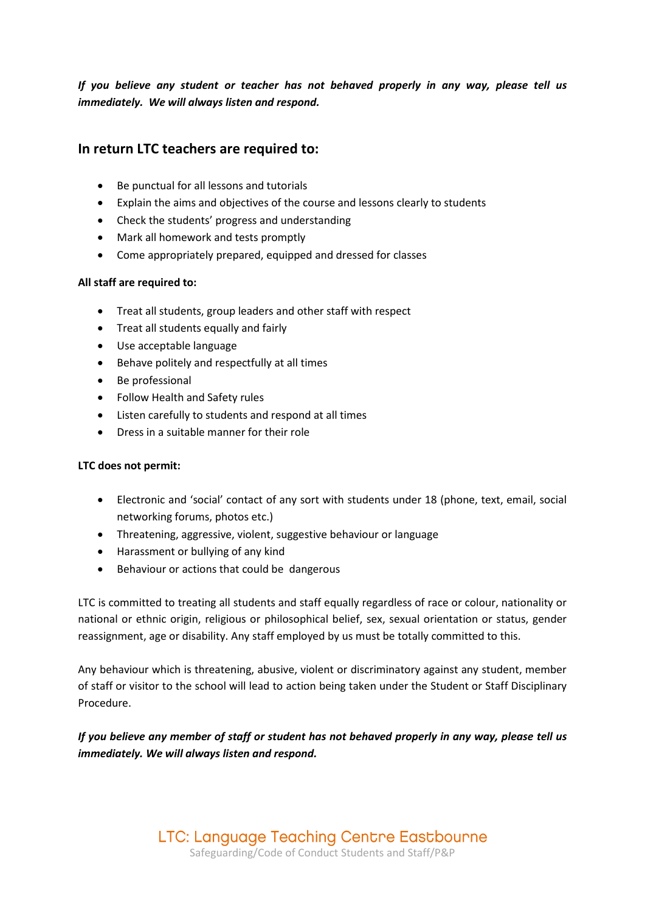***If you believe any student or teacher has not behaved properly in any way, please tell us immediately. We will always listen and respond.***

## In return LTC teachers are required to:

- Be punctual for all lessons and tutorials
- Explain the aims and objectives of the course and lessons clearly to students
- Check the students' progress and understanding
- Mark all homework and tests promptly
- Come appropriately prepared, equipped and dressed for classes

**All staff are required to:**

- Treat all students, group leaders and other staff with respect
- Treat all students equally and fairly
- Use acceptable language
- Behave politely and respectfully at all times
- Be professional
- Follow Health and Safety rules
- Listen carefully to students and respond at all times
- Dress in a suitable manner for their role

**LTC does not permit:**

- Electronic and 'social' contact of any sort with students under 18 (phone, text, email, social networking forums, photos etc.)
- Threatening, aggressive, violent, suggestive behaviour or language
- Harassment or bullying of any kind
- Behaviour or actions that could be dangerous

LTC is committed to treating all students and staff equally regardless of race or colour, nationality or national or ethnic origin, religious or philosophical belief, sex, sexual orientation or status, gender reassignment, age or disability. Any staff employed by us must be totally committed to this.

Any behaviour which is threatening, abusive, violent or discriminatory against any student, member of staff or visitor to the school will lead to action being taken under the Student or Staff Disciplinary Procedure.

***If you believe any member of staff or student has not behaved properly in any way, please tell us immediately. We will always listen and respond.***